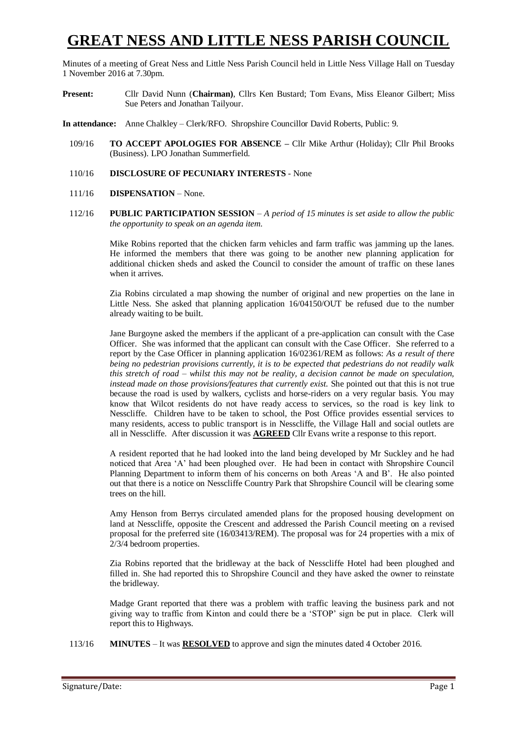# GREAT NESS AND LITTLE NESS PARISH COUNCIL

Minutes of a meeting of Great Ness and Little Ness Parish Council held in Little Ness Village Hall on Tuesday 1 November 2016 at 7.30pm.

**Present:** Cllr David Nunn (**Chairman)**, Cllrs Ken Bustard; Tom Evans, Miss Eleanor Gilbert; Miss Sue Peters and Jonathan Tailyour.

**In attendance:** Anne Chalkley – Clerk/RFO. Shropshire Councillor David Roberts, Public: 9.

109/16 **TO ACCEPT APOLOGIES FOR ABSENCE –** Cllr Mike Arthur (Holiday); Cllr Phil Brooks (Business). LPO Jonathan Summerfield.

110/16 **DISCLOSURE OF PECUNIARY INTERESTS** - None

111/16 **DISPENSATION** – None.

112/16 **PUBLIC PARTICIPATION SESSION** – *A period of 15 minutes is set aside to allow the public the opportunity to speak on an agenda item.*

Mike Robins reported that the chicken farm vehicles and farm traffic was jamming up the lanes. He informed the members that there was going to be another new planning application for additional chicken sheds and asked the Council to consider the amount of traffic on these lanes when it arrives.

Zia Robins circulated a map showing the number of original and new properties on the lane in Little Ness. She asked that planning application 16/04150/OUT be refused due to the number already waiting to be built.

Jane Burgoyne asked the members if the applicant of a pre-application can consult with the Case Officer. She was informed that the applicant can consult with the Case Officer. She referred to a report by the Case Officer in planning application 16/02361/REM as follows: *As a result of there being no pedestrian provisions currently, it is to be expected that pedestrians do not readily walk this stretch of road – whilst this may not be reality, a decision cannot be made on speculation, instead made on those provisions/features that currently exist.* She pointed out that this is not true because the road is used by walkers, cyclists and horse-riders on a very regular basis. You may know that Wilcot residents do not have ready access to services, so the road is key link to Nesscliffe. Children have to be taken to school, the Post Office provides essential services to many residents, access to public transport is in Nesscliffe, the Village Hall and social outlets are all in Nesscliffe. After discussion it was **AGREED** Cllr Evans write a response to this report.

A resident reported that he had looked into the land being developed by Mr Suckley and he had noticed that Area 'A' had been ploughed over. He had been in contact with Shropshire Council Planning Department to inform them of his concerns on both Areas 'A and B'. He also pointed out that there is a notice on Nesscliffe Country Park that Shropshire Council will be clearing some trees on the hill.

Amy Henson from Berrys circulated amended plans for the proposed housing development on land at Nesscliffe, opposite the Crescent and addressed the Parish Council meeting on a revised proposal for the preferred site (16/03413/REM). The proposal was for 24 properties with a mix of 2/3/4 bedroom properties.

Zia Robins reported that the bridleway at the back of Nesscliffe Hotel had been ploughed and filled in. She had reported this to Shropshire Council and they have asked the owner to reinstate the bridleway.

Madge Grant reported that there was a problem with traffic leaving the business park and not giving way to traffic from Kinton and could there be a 'STOP' sign be put in place. Clerk will report this to Highways.

113/16 **MINUTES** – It was **RESOLVED** to approve and sign the minutes dated 4 October 2016.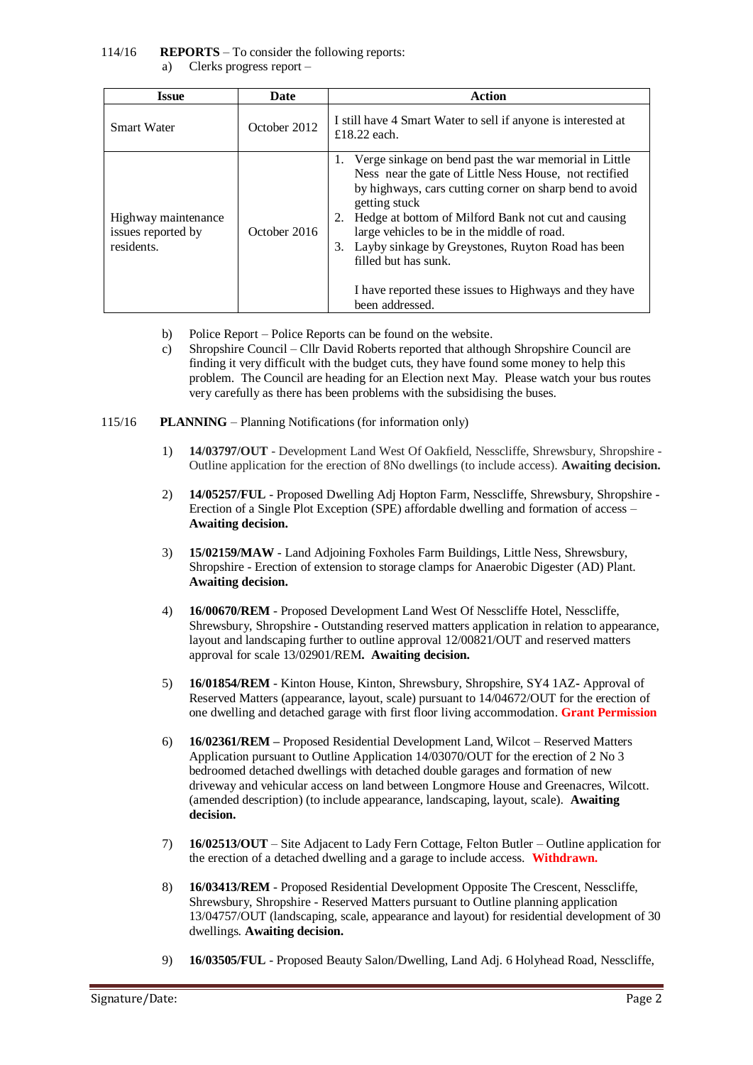114/16 **REPORTS** – To consider the following reports:

a) Clerks progress report –

| Issue | Date | Action |
| --- | --- | --- |
| Smart Water | October 2012 | I still have 4 Smart Water to sell if anyone is interested at £18.22 each. |
| Highway maintenance issues reported by residents. | October 2016 | 1. Verge sinkage on bend past the war memorial in Little Ness near the gate of Little Ness House, not rectified by highways, cars cutting corner on sharp bend to avoid getting stuck<br>2. Hedge at bottom of Milford Bank not cut and causing large vehicles to be in the middle of road.<br>3. Layby sinkage by Greystones, Ruyton Road has been filled but has sunk.<br><br>I have reported these issues to Highways and they have been addressed. |

b) Police Report – Police Reports can be found on the website.

c) Shropshire Council – Cllr David Roberts reported that although Shropshire Council are finding it very difficult with the budget cuts, they have found some money to help this problem. The Council are heading for an Election next May. Please watch your bus routes very carefully as there has been problems with the subsidising the buses.

115/16 **PLANNING** – Planning Notifications (for information only)

1) **14/03797/OUT** - Development Land West Of Oakfield, Nesscliffe, Shrewsbury, Shropshire - Outline application for the erection of 8No dwellings (to include access). **Awaiting decision.**

2) **14/05257/FUL** - Proposed Dwelling Adj Hopton Farm, Nesscliffe, Shrewsbury, Shropshire - Erection of a Single Plot Exception (SPE) affordable dwelling and formation of access – **Awaiting decision.**

3) **15/02159/MAW** - Land Adjoining Foxholes Farm Buildings, Little Ness, Shrewsbury, Shropshire - Erection of extension to storage clamps for Anaerobic Digester (AD) Plant. **Awaiting decision.**

4) **16/00670/REM** - Proposed Development Land West Of Nesscliffe Hotel, Nesscliffe, Shrewsbury, Shropshire **-** Outstanding reserved matters application in relation to appearance, layout and landscaping further to outline approval 12/00821/OUT and reserved matters approval for scale 13/02901/REM**. Awaiting decision.**

5) **16/01854/REM** - Kinton House, Kinton, Shrewsbury, Shropshire, SY4 1AZ- Approval of Reserved Matters (appearance, layout, scale) pursuant to 14/04672/OUT for the erection of one dwelling and detached garage with first floor living accommodation. **Grant Permission**

6) **16/02361/REM –** Proposed Residential Development Land, Wilcot – Reserved Matters Application pursuant to Outline Application 14/03070/OUT for the erection of 2 No 3 bedroomed detached dwellings with detached double garages and formation of new driveway and vehicular access on land between Longmore House and Greenacres, Wilcott. (amended description) (to include appearance, landscaping, layout, scale). **Awaiting decision.**

7) **16/02513/OUT** – Site Adjacent to Lady Fern Cottage, Felton Butler – Outline application for the erection of a detached dwelling and a garage to include access. **Withdrawn.**

8) **16/03413/REM** - Proposed Residential Development Opposite The Crescent, Nesscliffe, Shrewsbury, Shropshire - Reserved Matters pursuant to Outline planning application 13/04757/OUT (landscaping, scale, appearance and layout) for residential development of 30 dwellings. **Awaiting decision.**

9) **16/03505/FUL** - Proposed Beauty Salon/Dwelling, Land Adj. 6 Holyhead Road, Nesscliffe,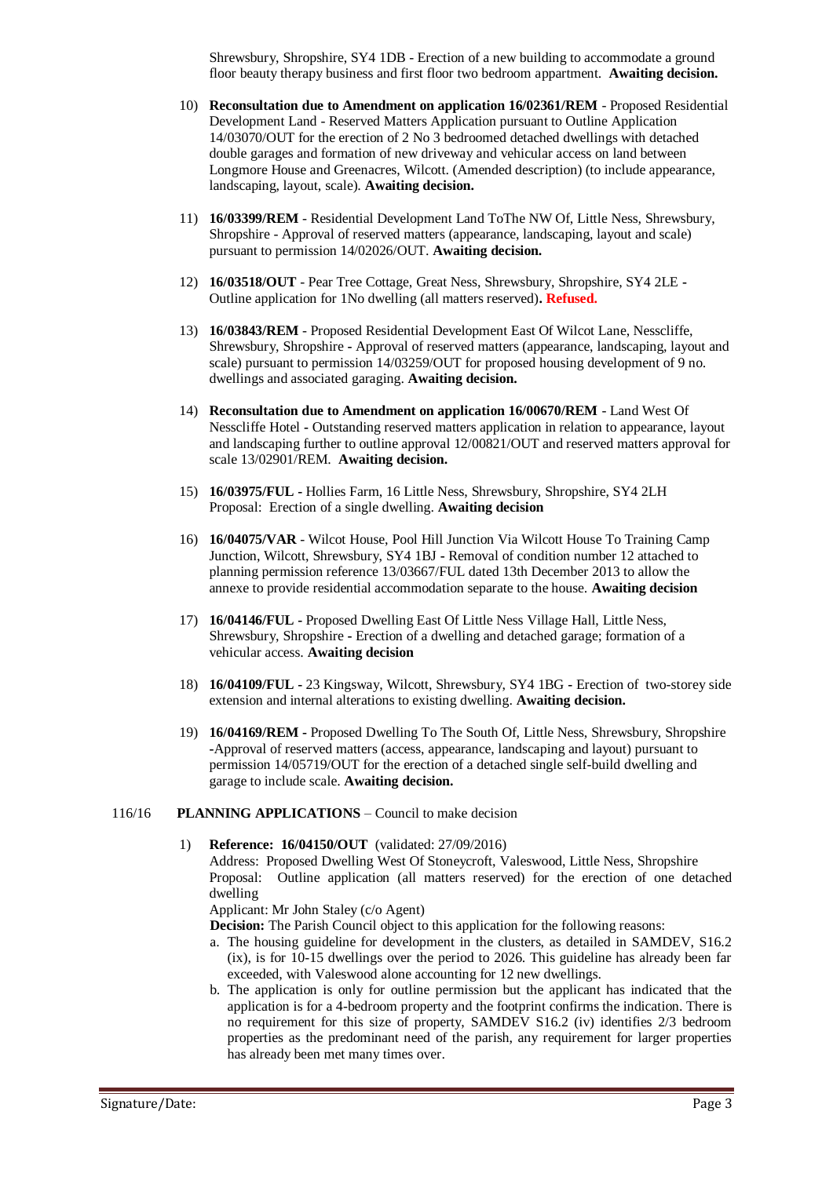Shrewsbury, Shropshire, SY4 1DB - Erection of a new building to accommodate a ground floor beauty therapy business and first floor two bedroom appartment. **Awaiting decision.**

10) **Reconsultation due to Amendment on application 16/02361/REM** - Proposed Residential Development Land - Reserved Matters Application pursuant to Outline Application 14/03070/OUT for the erection of 2 No 3 bedroomed detached dwellings with detached double garages and formation of new driveway and vehicular access on land between Longmore House and Greenacres, Wilcott. (Amended description) (to include appearance, landscaping, layout, scale). **Awaiting decision.**

11) **16/03399/REM** - Residential Development Land ToThe NW Of, Little Ness, Shrewsbury, Shropshire - Approval of reserved matters (appearance, landscaping, layout and scale) pursuant to permission 14/02026/OUT. **Awaiting decision.**

12) **16/03518/OUT** - Pear Tree Cottage, Great Ness, Shrewsbury, Shropshire, SY4 2LE - Outline application for 1No dwelling (all matters reserved)**. Refused.**

13) **16/03843/REM** - Proposed Residential Development East Of Wilcot Lane, Nesscliffe, Shrewsbury, Shropshire - Approval of reserved matters (appearance, landscaping, layout and scale) pursuant to permission 14/03259/OUT for proposed housing development of 9 no. dwellings and associated garaging. **Awaiting decision.**

14) **Reconsultation due to Amendment on application 16/00670/REM** - Land West Of Nesscliffe Hotel - Outstanding reserved matters application in relation to appearance, layout and landscaping further to outline approval 12/00821/OUT and reserved matters approval for scale 13/02901/REM. **Awaiting decision.**

15) **16/03975/FUL -** Hollies Farm, 16 Little Ness, Shrewsbury, Shropshire, SY4 2LH Proposal: Erection of a single dwelling. **Awaiting decision**

16) **16/04075/VAR** - Wilcot House, Pool Hill Junction Via Wilcott House To Training Camp Junction, Wilcott, Shrewsbury, SY4 1BJ - Removal of condition number 12 attached to planning permission reference 13/03667/FUL dated 13th December 2013 to allow the annexe to provide residential accommodation separate to the house. **Awaiting decision**

17) **16/04146/FUL -** Proposed Dwelling East Of Little Ness Village Hall, Little Ness, Shrewsbury, Shropshire - Erection of a dwelling and detached garage; formation of a vehicular access. **Awaiting decision**

18) **16/04109/FUL -** 23 Kingsway, Wilcott, Shrewsbury, SY4 1BG - Erection of two-storey side extension and internal alterations to existing dwelling. **Awaiting decision.**

19) **16/04169/REM -** Proposed Dwelling To The South Of, Little Ness, Shrewsbury, Shropshire -Approval of reserved matters (access, appearance, landscaping and layout) pursuant to permission 14/05719/OUT for the erection of a detached single self-build dwelling and garage to include scale. **Awaiting decision.**

116/16 **PLANNING APPLICATIONS** – Council to make decision

1) **Reference: 16/04150/OUT** (validated: 27/09/2016)
   Address: Proposed Dwelling West Of Stoneycroft, Valeswood, Little Ness, Shropshire
   Proposal: Outline application (all matters reserved) for the erection of one detached dwelling
   Applicant: Mr John Staley (c/o Agent)
   **Decision:** The Parish Council object to this application for the following reasons:
   a. The housing guideline for development in the clusters, as detailed in SAMDEV, S16.2 (ix), is for 10-15 dwellings over the period to 2026. This guideline has already been far exceeded, with Valeswood alone accounting for 12 new dwellings.
   b. The application is only for outline permission but the applicant has indicated that the application is for a 4-bedroom property and the footprint confirms the indication. There is no requirement for this size of property, SAMDEV S16.2 (iv) identifies 2/3 bedroom properties as the predominant need of the parish, any requirement for larger properties has already been met many times over.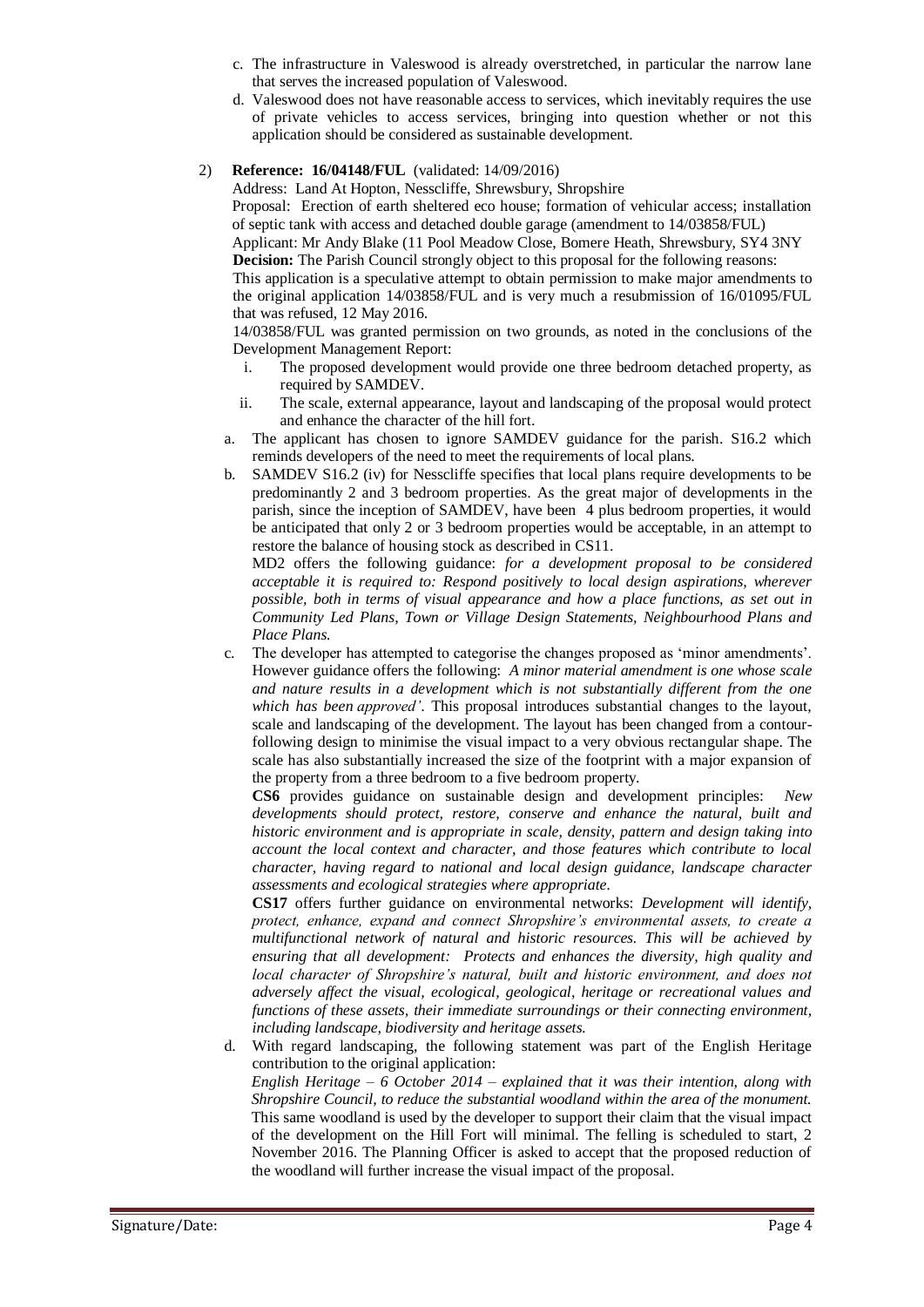c. The infrastructure in Valeswood is already overstretched, in particular the narrow lane that serves the increased population of Valeswood.
d. Valeswood does not have reasonable access to services, which inevitably requires the use of private vehicles to access services, bringing into question whether or not this application should be considered as sustainable development.

2) **Reference: 16/04148/FUL** (validated: 14/09/2016)

Address: Land At Hopton, Nesscliffe, Shrewsbury, Shropshire

Proposal: Erection of earth sheltered eco house; formation of vehicular access; installation of septic tank with access and detached double garage (amendment to 14/03858/FUL)

Applicant: Mr Andy Blake (11 Pool Meadow Close, Bomere Heath, Shrewsbury, SY4 3NY

**Decision:** The Parish Council strongly object to this proposal for the following reasons:

This application is a speculative attempt to obtain permission to make major amendments to the original application 14/03858/FUL and is very much a resubmission of 16/01095/FUL that was refused, 12 May 2016.

14/03858/FUL was granted permission on two grounds, as noted in the conclusions of the Development Management Report:

i. The proposed development would provide one three bedroom detached property, as required by SAMDEV.
ii. The scale, external appearance, layout and landscaping of the proposal would protect and enhance the character of the hill fort.

a. The applicant has chosen to ignore SAMDEV guidance for the parish. S16.2 which reminds developers of the need to meet the requirements of local plans.
b. SAMDEV S16.2 (iv) for Nesscliffe specifies that local plans require developments to be predominantly 2 and 3 bedroom properties. As the great major of developments in the parish, since the inception of SAMDEV, have been 4 plus bedroom properties, it would be anticipated that only 2 or 3 bedroom properties would be acceptable, in an attempt to restore the balance of housing stock as described in CS11.

   MD2 offers the following guidance: *for a development proposal to be considered acceptable it is required to: Respond positively to local design aspirations, wherever possible, both in terms of visual appearance and how a place functions, as set out in Community Led Plans, Town or Village Design Statements, Neighbourhood Plans and Place Plans.*
c. The developer has attempted to categorise the changes proposed as 'minor amendments'. However guidance offers the following: *A minor material amendment is one whose scale and nature results in a development which is not substantially different from the one which has been approved'.* This proposal introduces substantial changes to the layout, scale and landscaping of the development. The layout has been changed from a contour-following design to minimise the visual impact to a very obvious rectangular shape. The scale has also substantially increased the size of the footprint with a major expansion of the property from a three bedroom to a five bedroom property.

   **CS6** provides guidance on sustainable design and development principles: *New developments should protect, restore, conserve and enhance the natural, built and historic environment and is appropriate in scale, density, pattern and design taking into account the local context and character, and those features which contribute to local character, having regard to national and local design guidance, landscape character assessments and ecological strategies where appropriate.*

   **CS17** offers further guidance on environmental networks: *Development will identify, protect, enhance, expand and connect Shropshire's environmental assets, to create a multifunctional network of natural and historic resources. This will be achieved by ensuring that all development: Protects and enhances the diversity, high quality and local character of Shropshire's natural, built and historic environment, and does not adversely affect the visual, ecological, geological, heritage or recreational values and functions of these assets, their immediate surroundings or their connecting environment, including landscape, biodiversity and heritage assets.*
d. With regard landscaping, the following statement was part of the English Heritage contribution to the original application:

   *English Heritage – 6 October 2014 – explained that it was their intention, along with Shropshire Council, to reduce the substantial woodland within the area of the monument.* This same woodland is used by the developer to support their claim that the visual impact of the development on the Hill Fort will minimal. The felling is scheduled to start, 2 November 2016. The Planning Officer is asked to accept that the proposed reduction of the woodland will further increase the visual impact of the proposal.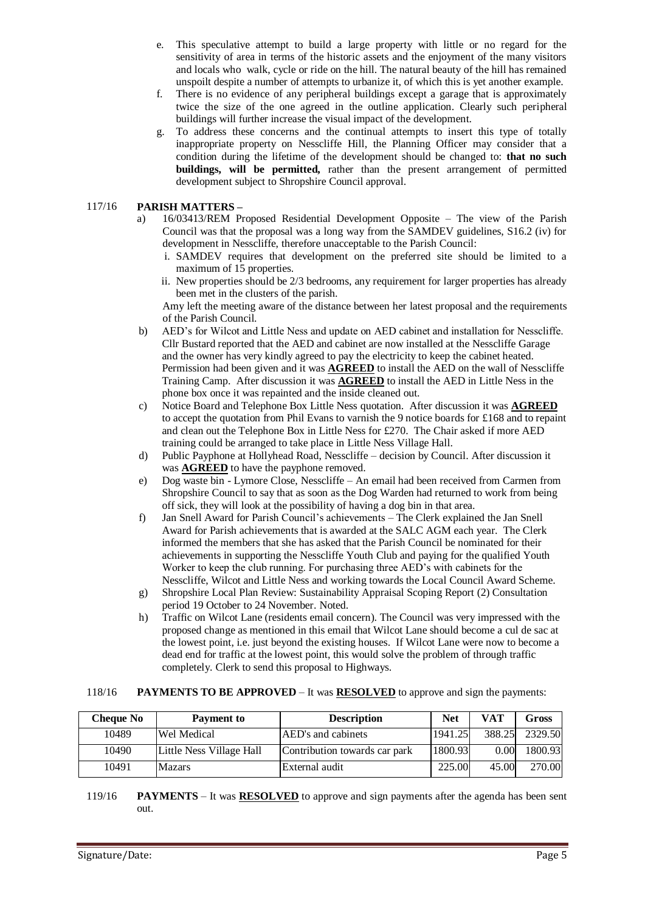e. This speculative attempt to build a large property with little or no regard for the sensitivity of area in terms of the historic assets and the enjoyment of the many visitors and locals who walk, cycle or ride on the hill. The natural beauty of the hill has remained unspoilt despite a number of attempts to urbanize it, of which this is yet another example.

f. There is no evidence of any peripheral buildings except a garage that is approximately twice the size of the one agreed in the outline application. Clearly such peripheral buildings will further increase the visual impact of the development.

g. To address these concerns and the continual attempts to insert this type of totally inappropriate property on Nesscliffe Hill, the Planning Officer may consider that a condition during the lifetime of the development should be changed to: **that no such buildings, will be permitted,** rather than the present arrangement of permitted development subject to Shropshire Council approval.

117/16 **PARISH MATTERS –**

a) 16/03413/REM Proposed Residential Development Opposite – The view of the Parish Council was that the proposal was a long way from the SAMDEV guidelines, S16.2 (iv) for development in Nesscliffe, therefore unacceptable to the Parish Council:

   i. SAMDEV requires that development on the preferred site should be limited to a maximum of 15 properties.

   ii. New properties should be 2/3 bedrooms, any requirement for larger properties has already been met in the clusters of the parish.

   Amy left the meeting aware of the distance between her latest proposal and the requirements of the Parish Council.

b) AED's for Wilcot and Little Ness and update on AED cabinet and installation for Nesscliffe. Cllr Bustard reported that the AED and cabinet are now installed at the Nesscliffe Garage and the owner has very kindly agreed to pay the electricity to keep the cabinet heated. Permission had been given and it was **AGREED** to install the AED on the wall of Nesscliffe Training Camp. After discussion it was **AGREED** to install the AED in Little Ness in the phone box once it was repainted and the inside cleaned out.

c) Notice Board and Telephone Box Little Ness quotation. After discussion it was **AGREED** to accept the quotation from Phil Evans to varnish the 9 notice boards for £168 and to repaint and clean out the Telephone Box in Little Ness for £270. The Chair asked if more AED training could be arranged to take place in Little Ness Village Hall.

d) Public Payphone at Hollyhead Road, Nesscliffe – decision by Council. After discussion it was **AGREED** to have the payphone removed.

e) Dog waste bin - Lymore Close, Nesscliffe – An email had been received from Carmen from Shropshire Council to say that as soon as the Dog Warden had returned to work from being off sick, they will look at the possibility of having a dog bin in that area.

f) Jan Snell Award for Parish Council's achievements – The Clerk explained the Jan Snell Award for Parish achievements that is awarded at the SALC AGM each year. The Clerk informed the members that she has asked that the Parish Council be nominated for their achievements in supporting the Nesscliffe Youth Club and paying for the qualified Youth Worker to keep the club running. For purchasing three AED's with cabinets for the Nesscliffe, Wilcot and Little Ness and working towards the Local Council Award Scheme.

g) Shropshire Local Plan Review: Sustainability Appraisal Scoping Report (2) Consultation period 19 October to 24 November. Noted.

h) Traffic on Wilcot Lane (residents email concern). The Council was very impressed with the proposed change as mentioned in this email that Wilcot Lane should become a cul de sac at the lowest point, i.e. just beyond the existing houses. If Wilcot Lane were now to become a dead end for traffic at the lowest point, this would solve the problem of through traffic completely. Clerk to send this proposal to Highways.

118/16 **PAYMENTS TO BE APPROVED** – It was **RESOLVED** to approve and sign the payments:

| Cheque No | Payment to | Description | Net | VAT | Gross |
|---|---|---|---|---|---|
| 10489 | Wel Medical | AED's and cabinets | 1941.25 | 388.25 | 2329.50 |
| 10490 | Little Ness Village Hall | Contribution towards car park | 1800.93 | 0.00 | 1800.93 |
| 10491 | Mazars | External audit | 225.00 | 45.00 | 270.00 |

119/16 **PAYMENTS** – It was **RESOLVED** to approve and sign payments after the agenda has been sent out.

Signature/Date: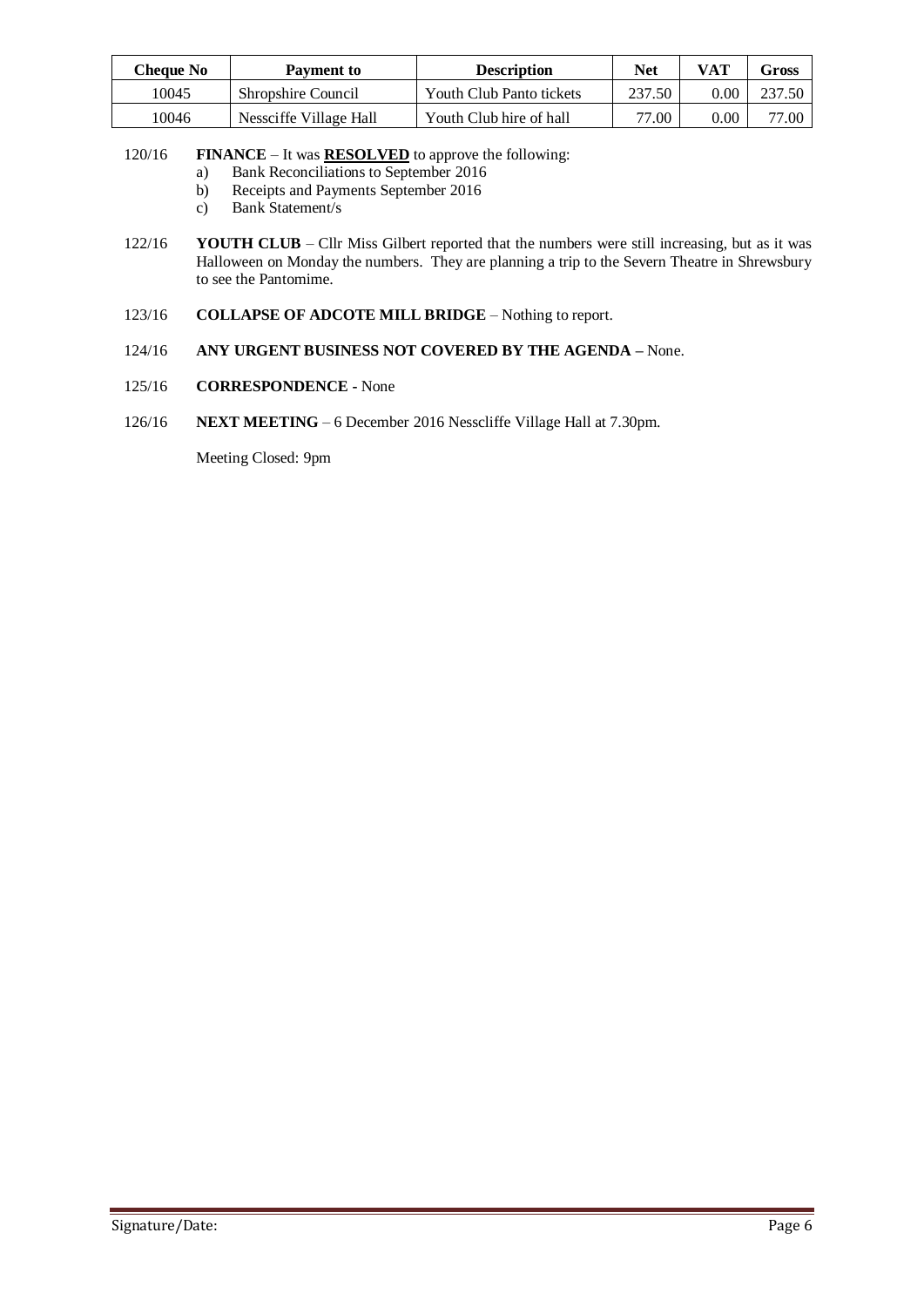| Cheque No | Payment to | Description | Net | VAT | Gross |
|---|---|---|---|---|---|
| 10045 | Shropshire Council | Youth Club Panto tickets | 237.50 | 0.00 | 237.50 |
| 10046 | Nessciffe Village Hall | Youth Club hire of hall | 77.00 | 0.00 | 77.00 |

120/16 **FINANCE** – It was **RESOLVED** to approve the following:

a) Bank Reconciliations to September 2016
b) Receipts and Payments September 2016
c) Bank Statement/s

122/16 **YOUTH CLUB** – Cllr Miss Gilbert reported that the numbers were still increasing, but as it was Halloween on Monday the numbers. They are planning a trip to the Severn Theatre in Shrewsbury to see the Pantomime.

123/16 **COLLAPSE OF ADCOTE MILL BRIDGE** – Nothing to report.

124/16 **ANY URGENT BUSINESS NOT COVERED BY THE AGENDA –** None.

125/16 **CORRESPONDENCE -** None

126/16 **NEXT MEETING** – 6 December 2016 Nesscliffe Village Hall at 7.30pm.

Meeting Closed: 9pm

Signature/Date: